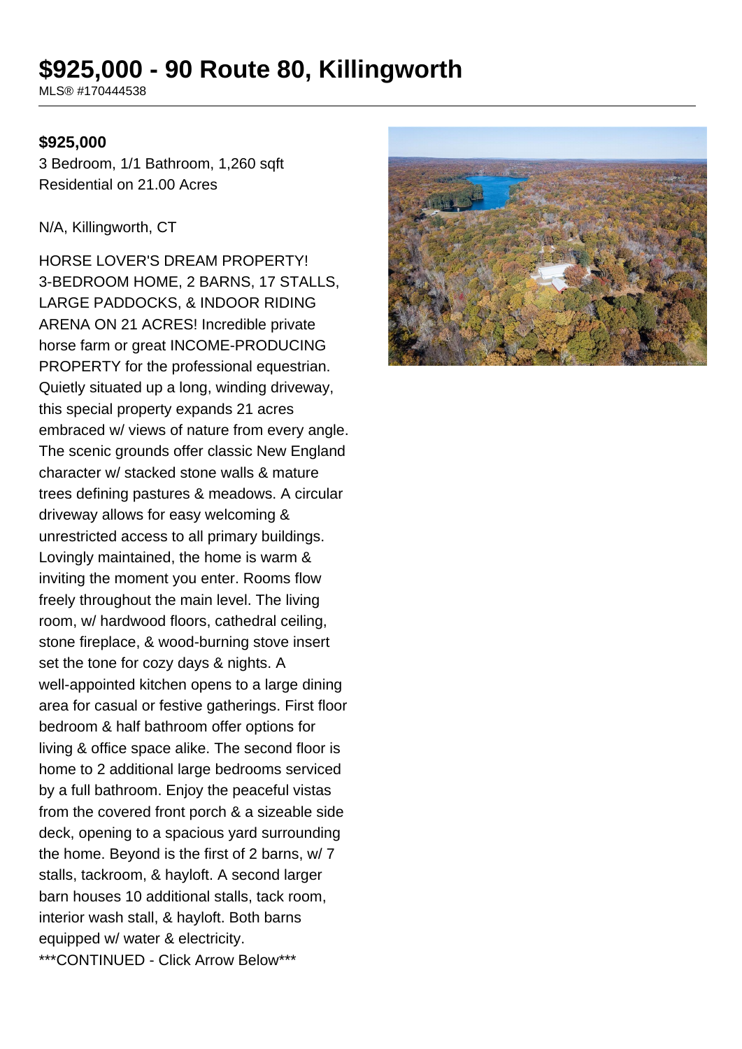# $925,000 - 90 Route 80, Killingworth

MLS® #170444538

**$925,000**

3 Bedroom, 1/1 Bathroom, 1,260 sqft
Residential on 21.00 Acres

N/A, Killingworth, CT

HORSE LOVER'S DREAM PROPERTY! 3-BEDROOM HOME, 2 BARNS, 17 STALLS, LARGE PADDOCKS, & INDOOR RIDING ARENA ON 21 ACRES! Incredible private horse farm or great INCOME-PRODUCING PROPERTY for the professional equestrian. Quietly situated up a long, winding driveway, this special property expands 21 acres embraced w/ views of nature from every angle. The scenic grounds offer classic New England character w/ stacked stone walls & mature trees defining pastures & meadows. A circular driveway allows for easy welcoming & unrestricted access to all primary buildings. Lovingly maintained, the home is warm & inviting the moment you enter. Rooms flow freely throughout the main level. The living room, w/ hardwood floors, cathedral ceiling, stone fireplace, & wood-burning stove insert set the tone for cozy days & nights. A well-appointed kitchen opens to a large dining area for casual or festive gatherings. First floor bedroom & half bathroom offer options for living & office space alike. The second floor is home to 2 additional large bedrooms serviced by a full bathroom. Enjoy the peaceful vistas from the covered front porch & a sizeable side deck, opening to a spacious yard surrounding the home. Beyond is the first of 2 barns, w/ 7 stalls, tackroom, & hayloft. A second larger barn houses 10 additional stalls, tack room, interior wash stall, & hayloft. Both barns equipped w/ water & electricity. ***CONTINUED - Click Arrow Below***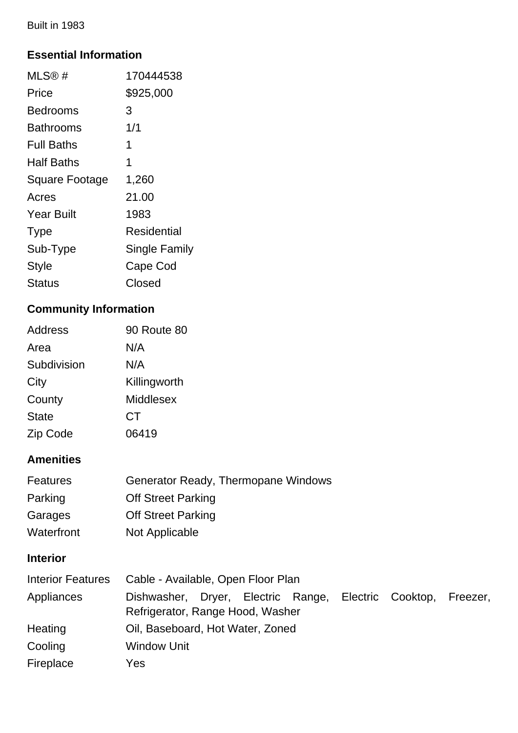Built in 1983

## Essential Information

| | |
|---|---|
| MLS® # | 170444538 |
| Price | $925,000 |
| Bedrooms | 3 |
| Bathrooms | 1/1 |
| Full Baths | 1 |
| Half Baths | 1 |
| Square Footage | 1,260 |
| Acres | 21.00 |
| Year Built | 1983 |
| Type | Residential |
| Sub-Type | Single Family |
| Style | Cape Cod |
| Status | Closed |

## Community Information

| | |
|---|---|
| Address | 90 Route 80 |
| Area | N/A |
| Subdivision | N/A |
| City | Killingworth |
| County | Middlesex |
| State | CT |
| Zip Code | 06419 |

## Amenities

| | |
|---|---|
| Features | Generator Ready, Thermopane Windows |
| Parking | Off Street Parking |
| Garages | Off Street Parking |
| Waterfront | Not Applicable |

## Interior

| | |
|---|---|
| Interior Features | Cable - Available, Open Floor Plan |
| Appliances | Dishwasher, Dryer, Electric Range, Electric Cooktop, Freezer, Refrigerator, Range Hood, Washer |
| Heating | Oil, Baseboard, Hot Water, Zoned |
| Cooling | Window Unit |
| Fireplace | Yes |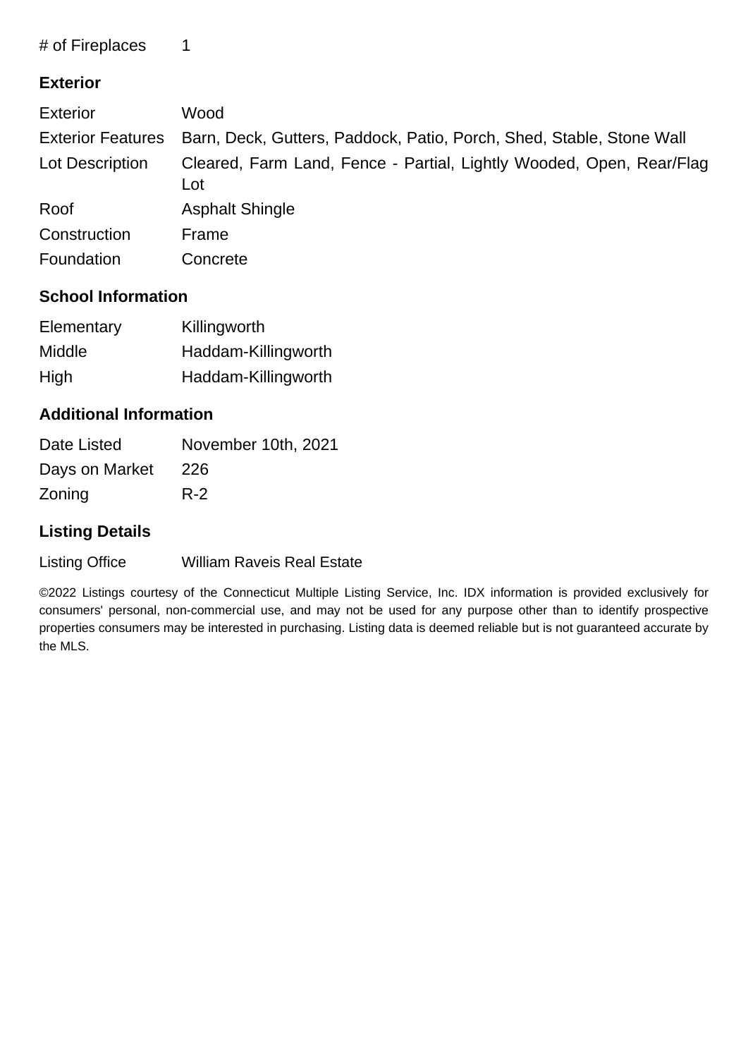| | |
|---|---|
| # of Fireplaces | 1 |

## Exterior

| | |
|---|---|
| Exterior | Wood |
| Exterior Features | Barn, Deck, Gutters, Paddock, Patio, Porch, Shed, Stable, Stone Wall |
| Lot Description | Cleared, Farm Land, Fence - Partial, Lightly Wooded, Open, Rear/Flag Lot |
| Roof | Asphalt Shingle |
| Construction | Frame |
| Foundation | Concrete |

## School Information

| | |
|---|---|
| Elementary | Killingworth |
| Middle | Haddam-Killingworth |
| High | Haddam-Killingworth |

## Additional Information

| | |
|---|---|
| Date Listed | November 10th, 2021 |
| Days on Market | 226 |
| Zoning | R-2 |

## Listing Details

| | |
|---|---|
| Listing Office | William Raveis Real Estate |

©2022 Listings courtesy of the Connecticut Multiple Listing Service, Inc. IDX information is provided exclusively for consumers' personal, non-commercial use, and may not be used for any purpose other than to identify prospective properties consumers may be interested in purchasing. Listing data is deemed reliable but is not guaranteed accurate by the MLS.